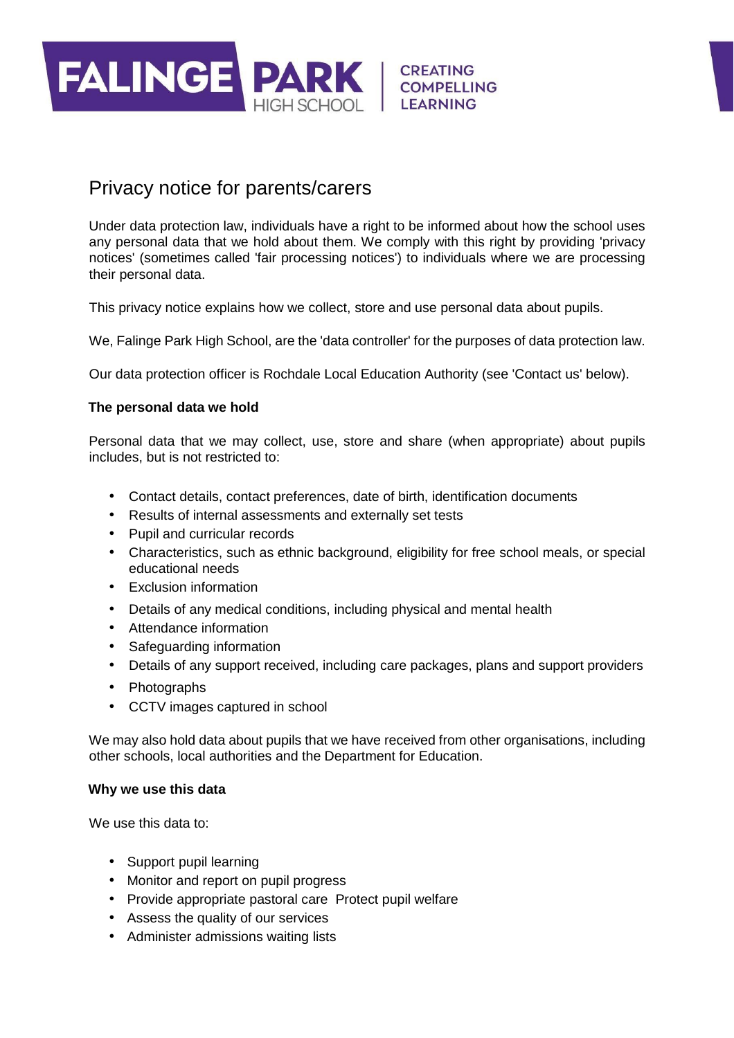FALINGE PARK HIGH SCHOOL | CREATING COMPELLING LEARNING

# Privacy notice for parents/carers

Under data protection law, individuals have a right to be informed about how the school uses any personal data that we hold about them. We comply with this right by providing 'privacy notices' (sometimes called 'fair processing notices') to individuals where we are processing their personal data.

This privacy notice explains how we collect, store and use personal data about pupils.

We, Falinge Park High School, are the 'data controller' for the purposes of data protection law.

Our data protection officer is Rochdale Local Education Authority (see 'Contact us' below).

### The personal data we hold

Personal data that we may collect, use, store and share (when appropriate) about pupils includes, but is not restricted to:

- Contact details, contact preferences, date of birth, identification documents
- Results of internal assessments and externally set tests
- Pupil and curricular records
- Characteristics, such as ethnic background, eligibility for free school meals, or special educational needs
- Exclusion information
- Details of any medical conditions, including physical and mental health
- Attendance information
- Safeguarding information
- Details of any support received, including care packages, plans and support providers
- Photographs
- CCTV images captured in school

We may also hold data about pupils that we have received from other organisations, including other schools, local authorities and the Department for Education.

### Why we use this data

We use this data to:

- Support pupil learning
- Monitor and report on pupil progress
- Provide appropriate pastoral care  Protect pupil welfare
- Assess the quality of our services
- Administer admissions waiting lists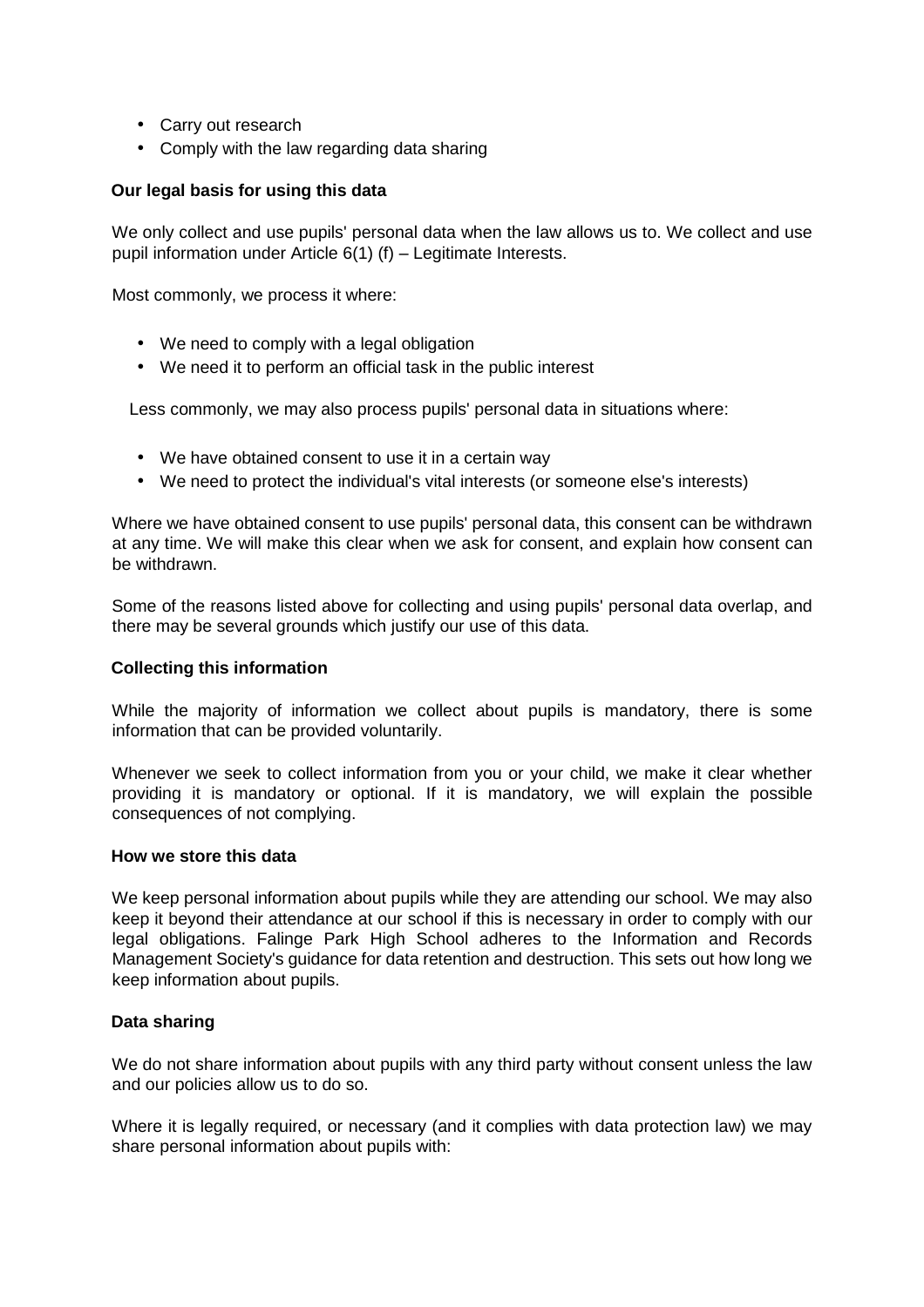- Carry out research
- Comply with the law regarding data sharing

**Our legal basis for using this data**

We only collect and use pupils' personal data when the law allows us to. We collect and use pupil information under Article 6(1) (f) – Legitimate Interests.

Most commonly, we process it where:

- We need to comply with a legal obligation
- We need it to perform an official task in the public interest

Less commonly, we may also process pupils' personal data in situations where:

- We have obtained consent to use it in a certain way
- We need to protect the individual's vital interests (or someone else's interests)

Where we have obtained consent to use pupils' personal data, this consent can be withdrawn at any time. We will make this clear when we ask for consent, and explain how consent can be withdrawn.

Some of the reasons listed above for collecting and using pupils' personal data overlap, and there may be several grounds which justify our use of this data.

**Collecting this information**

While the majority of information we collect about pupils is mandatory, there is some information that can be provided voluntarily.

Whenever we seek to collect information from you or your child, we make it clear whether providing it is mandatory or optional. If it is mandatory, we will explain the possible consequences of not complying.

**How we store this data**

We keep personal information about pupils while they are attending our school. We may also keep it beyond their attendance at our school if this is necessary in order to comply with our legal obligations. Falinge Park High School adheres to the Information and Records Management Society's guidance for data retention and destruction. This sets out how long we keep information about pupils.

**Data sharing**

We do not share information about pupils with any third party without consent unless the law and our policies allow us to do so.

Where it is legally required, or necessary (and it complies with data protection law) we may share personal information about pupils with: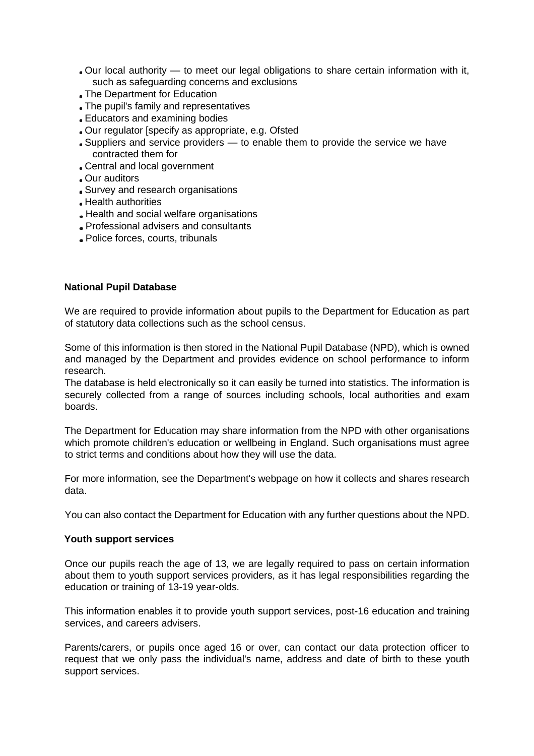- Our local authority — to meet our legal obligations to share certain information with it, such as safeguarding concerns and exclusions
- The Department for Education
- The pupil's family and representatives
- Educators and examining bodies
- Our regulator [specify as appropriate, e.g. Ofsted
- Suppliers and service providers — to enable them to provide the service we have contracted them for
- Central and local government
- Our auditors
- Survey and research organisations
- Health authorities
- Health and social welfare organisations
- Professional advisers and consultants
- Police forces, courts, tribunals

**National Pupil Database**

We are required to provide information about pupils to the Department for Education as part of statutory data collections such as the school census.

Some of this information is then stored in the National Pupil Database (NPD), which is owned and managed by the Department and provides evidence on school performance to inform research.
The database is held electronically so it can easily be turned into statistics. The information is securely collected from a range of sources including schools, local authorities and exam boards.

The Department for Education may share information from the NPD with other organisations which promote children's education or wellbeing in England. Such organisations must agree to strict terms and conditions about how they will use the data.

For more information, see the Department's webpage on how it collects and shares research data.

You can also contact the Department for Education with any further questions about the NPD.

**Youth support services**

Once our pupils reach the age of 13, we are legally required to pass on certain information about them to youth support services providers, as it has legal responsibilities regarding the education or training of 13-19 year-olds.

This information enables it to provide youth support services, post-16 education and training services, and careers advisers.

Parents/carers, or pupils once aged 16 or over, can contact our data protection officer to request that we only pass the individual's name, address and date of birth to these youth support services.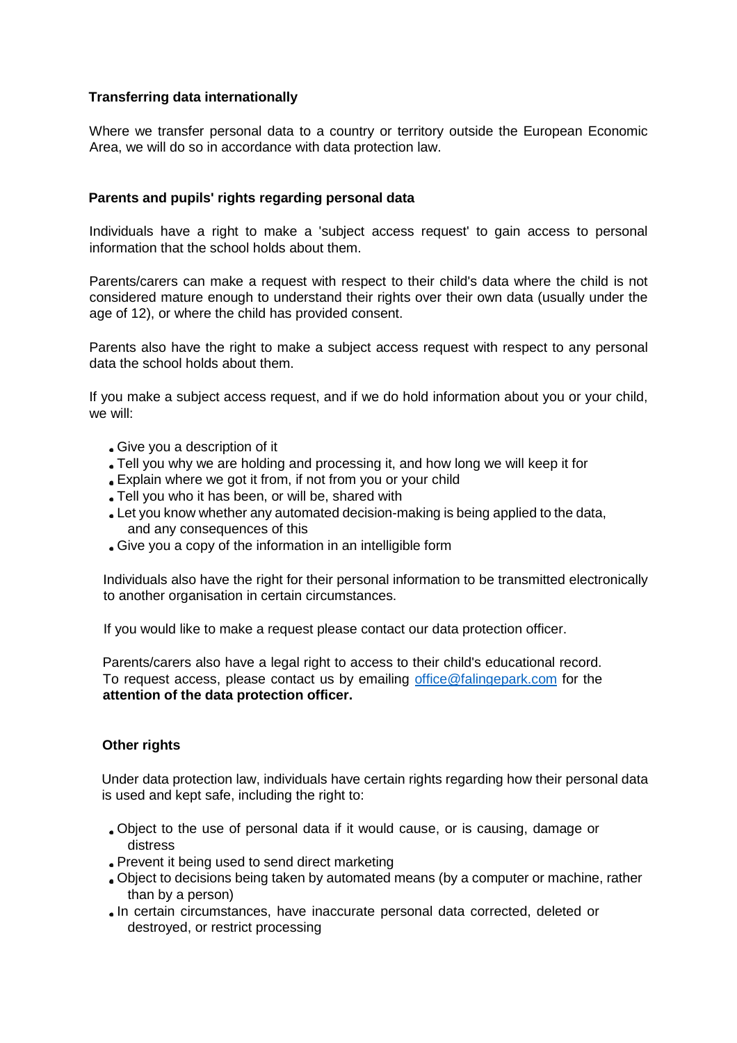## Transferring data internationally

Where we transfer personal data to a country or territory outside the European Economic Area, we will do so in accordance with data protection law.

## Parents and pupils' rights regarding personal data

Individuals have a right to make a 'subject access request' to gain access to personal information that the school holds about them.

Parents/carers can make a request with respect to their child's data where the child is not considered mature enough to understand their rights over their own data (usually under the age of 12), or where the child has provided consent.

Parents also have the right to make a subject access request with respect to any personal data the school holds about them.

If you make a subject access request, and if we do hold information about you or your child, we will:

- Give you a description of it
- Tell you why we are holding and processing it, and how long we will keep it for
- Explain where we got it from, if not from you or your child
- Tell you who it has been, or will be, shared with
- Let you know whether any automated decision-making is being applied to the data, and any consequences of this
- Give you a copy of the information in an intelligible form

Individuals also have the right for their personal information to be transmitted electronically to another organisation in certain circumstances.

If you would like to make a request please contact our data protection officer.

Parents/carers also have a legal right to access to their child's educational record. To request access, please contact us by emailing office@falingepark.com for the **attention of the data protection officer.**

## Other rights

Under data protection law, individuals have certain rights regarding how their personal data is used and kept safe, including the right to:

- Object to the use of personal data if it would cause, or is causing, damage or distress
- Prevent it being used to send direct marketing
- Object to decisions being taken by automated means (by a computer or machine, rather than by a person)
- In certain circumstances, have inaccurate personal data corrected, deleted or destroyed, or restrict processing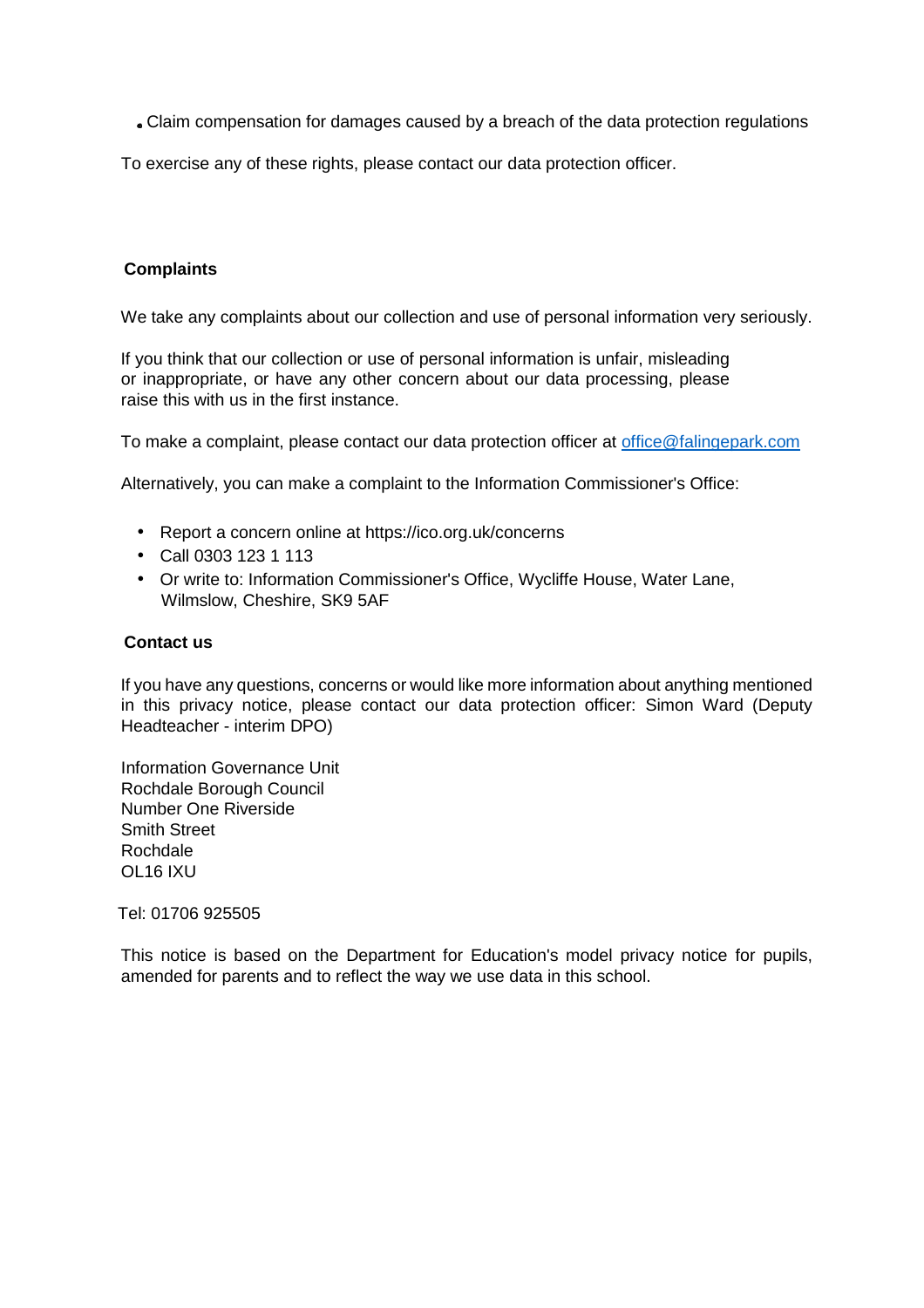- Claim compensation for damages caused by a breach of the data protection regulations

To exercise any of these rights, please contact our data protection officer.

### Complaints

We take any complaints about our collection and use of personal information very seriously.

If you think that our collection or use of personal information is unfair, misleading or inappropriate, or have any other concern about our data processing, please raise this with us in the first instance.

To make a complaint, please contact our data protection officer at office@falingepark.com

Alternatively, you can make a complaint to the Information Commissioner's Office:

- Report a concern online at https://ico.org.uk/concerns
- Call 0303 123 1 113
- Or write to: Information Commissioner's Office, Wycliffe House, Water Lane, Wilmslow, Cheshire, SK9 5AF

### Contact us

If you have any questions, concerns or would like more information about anything mentioned in this privacy notice, please contact our data protection officer: Simon Ward (Deputy Headteacher - interim DPO)

Information Governance Unit
Rochdale Borough Council
Number One Riverside
Smith Street
Rochdale
OL16 IXU

Tel: 01706 925505

This notice is based on the Department for Education's model privacy notice for pupils, amended for parents and to reflect the way we use data in this school.